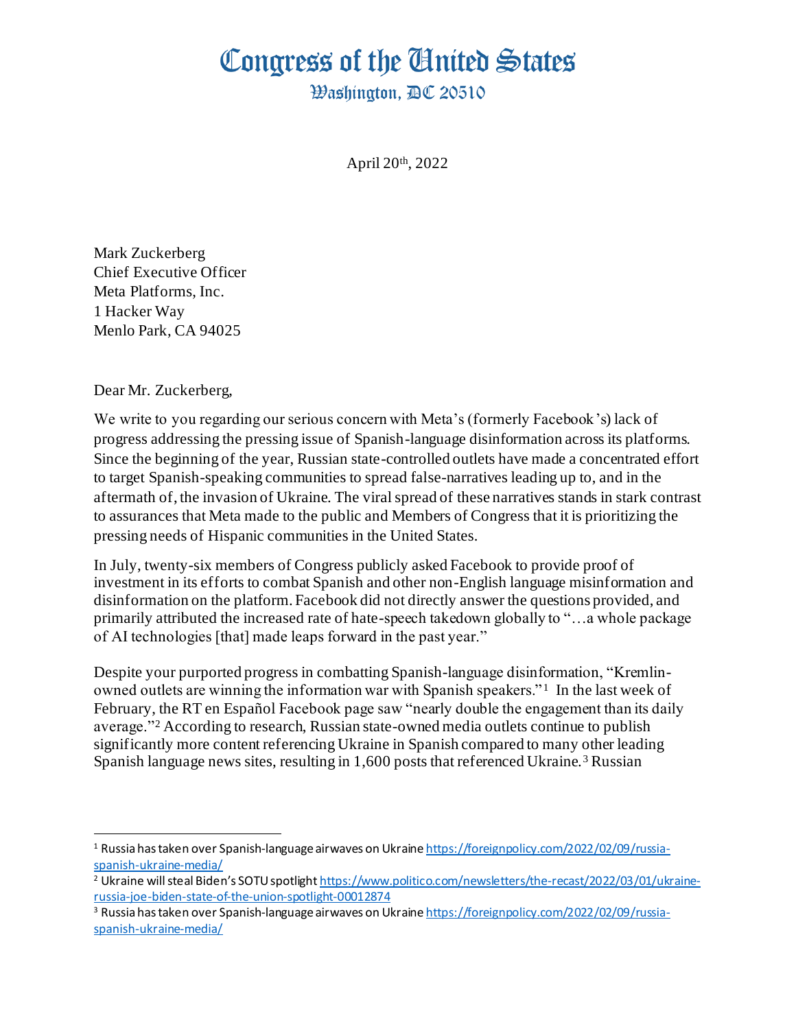# Congress of the United States

## Washington, DC 20510

April 20th, 2022

Mark Zuckerberg
Chief Executive Officer
Meta Platforms, Inc.
1 Hacker Way
Menlo Park, CA 94025

Dear Mr. Zuckerberg,

We write to you regarding our serious concern with Meta's (formerly Facebook's) lack of progress addressing the pressing issue of Spanish-language disinformation across its platforms. Since the beginning of the year, Russian state-controlled outlets have made a concentrated effort to target Spanish-speaking communities to spread false-narratives leading up to, and in the aftermath of, the invasion of Ukraine. The viral spread of these narratives stands in stark contrast to assurances that Meta made to the public and Members of Congress that it is prioritizing the pressing needs of Hispanic communities in the United States.

In July, twenty-six members of Congress publicly asked Facebook to provide proof of investment in its efforts to combat Spanish and other non-English language misinformation and disinformation on the platform. Facebook did not directly answer the questions provided, and primarily attributed the increased rate of hate-speech takedown globally to "…a whole package of AI technologies [that] made leaps forward in the past year."

Despite your purported progress in combatting Spanish-language disinformation, "Kremlin-owned outlets are winning the information war with Spanish speakers."[1] In the last week of February, the RT en Español Facebook page saw "nearly double the engagement than its daily average."[2] According to research, Russian state-owned media outlets continue to publish significantly more content referencing Ukraine in Spanish compared to many other leading Spanish language news sites, resulting in 1,600 posts that referenced Ukraine.[3] Russian

---

[1] Russia has taken over Spanish-language airwaves on Ukraine https://foreignpolicy.com/2022/02/09/russia-spanish-ukraine-media/

[2] Ukraine will steal Biden's SOTU spotlight https://www.politico.com/newsletters/the-recast/2022/03/01/ukraine-russia-joe-biden-state-of-the-union-spotlight-00012874

[3] Russia has taken over Spanish-language airwaves on Ukraine https://foreignpolicy.com/2022/02/09/russia-spanish-ukraine-media/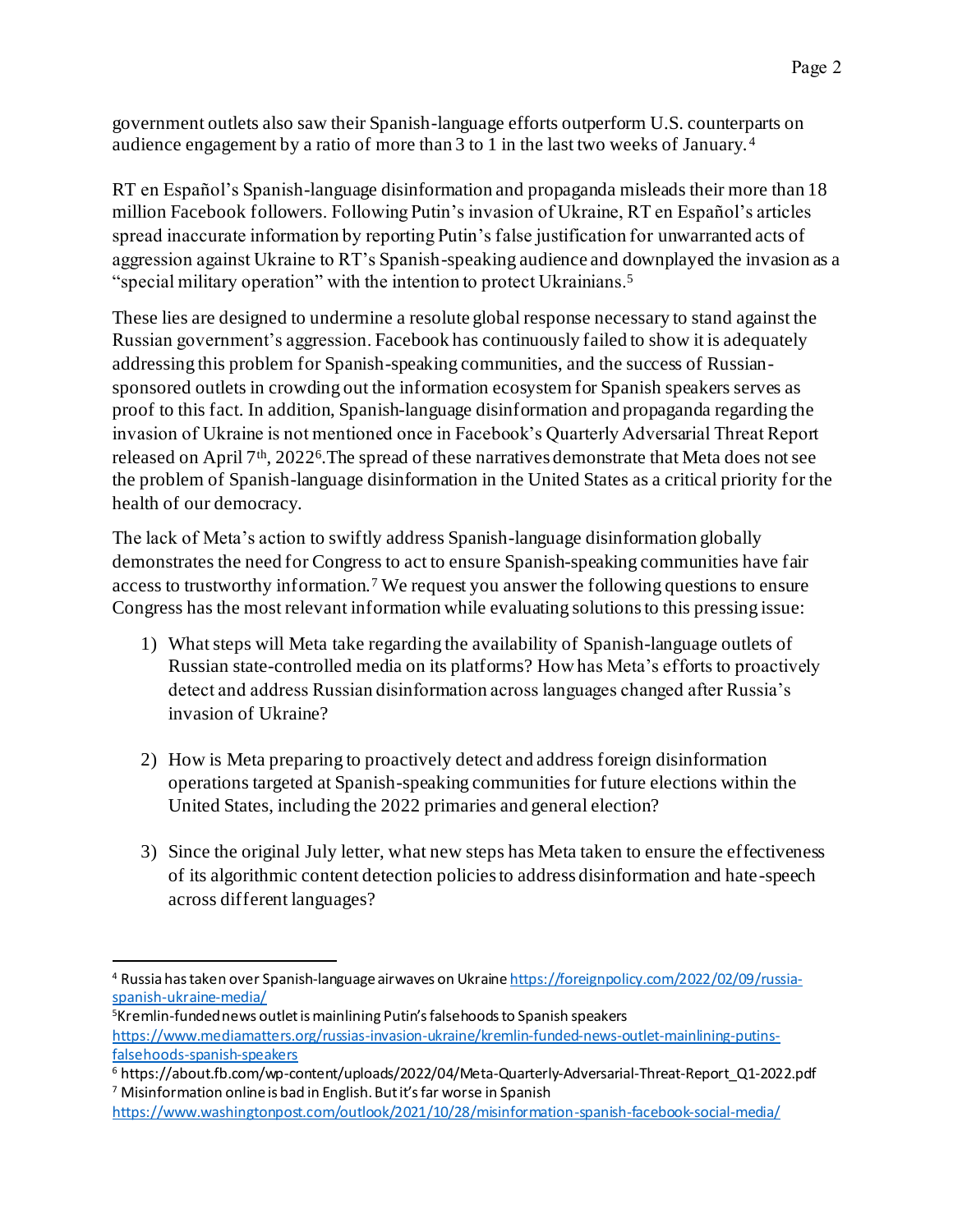government outlets also saw their Spanish-language efforts outperform U.S. counterparts on audience engagement by a ratio of more than 3 to 1 in the last two weeks of January.[4]

RT en Español's Spanish-language disinformation and propaganda misleads their more than 18 million Facebook followers. Following Putin's invasion of Ukraine, RT en Español's articles spread inaccurate information by reporting Putin's false justification for unwarranted acts of aggression against Ukraine to RT's Spanish-speaking audience and downplayed the invasion as a "special military operation" with the intention to protect Ukrainians.[5]

These lies are designed to undermine a resolute global response necessary to stand against the Russian government's aggression. Facebook has continuously failed to show it is adequately addressing this problem for Spanish-speaking communities, and the success of Russian-sponsored outlets in crowding out the information ecosystem for Spanish speakers serves as proof to this fact. In addition, Spanish-language disinformation and propaganda regarding the invasion of Ukraine is not mentioned once in Facebook's Quarterly Adversarial Threat Report released on April 7th, 2022[6]. The spread of these narratives demonstrate that Meta does not see the problem of Spanish-language disinformation in the United States as a critical priority for the health of our democracy.

The lack of Meta's action to swiftly address Spanish-language disinformation globally demonstrates the need for Congress to act to ensure Spanish-speaking communities have fair access to trustworthy information.[7] We request you answer the following questions to ensure Congress has the most relevant information while evaluating solutions to this pressing issue:

1) What steps will Meta take regarding the availability of Spanish-language outlets of Russian state-controlled media on its platforms? How has Meta's efforts to proactively detect and address Russian disinformation across languages changed after Russia's invasion of Ukraine?

2) How is Meta preparing to proactively detect and address foreign disinformation operations targeted at Spanish-speaking communities for future elections within the United States, including the 2022 primaries and general election?

3) Since the original July letter, what new steps has Meta taken to ensure the effectiveness of its algorithmic content detection policies to address disinformation and hate-speech across different languages?

---

[4] Russia has taken over Spanish-language airwaves on Ukraine https://foreignpolicy.com/2022/02/09/russia-spanish-ukraine-media/

[5] Kremlin-funded news outlet is mainlining Putin's falsehoods to Spanish speakers https://www.mediamatters.org/russias-invasion-ukraine/kremlin-funded-news-outlet-mainlining-putins-falsehoods-spanish-speakers

[6] https://about.fb.com/wp-content/uploads/2022/04/Meta-Quarterly-Adversarial-Threat-Report_Q1-2022.pdf

[7] Misinformation online is bad in English. But it's far worse in Spanish https://www.washingtonpost.com/outlook/2021/10/28/misinformation-spanish-facebook-social-media/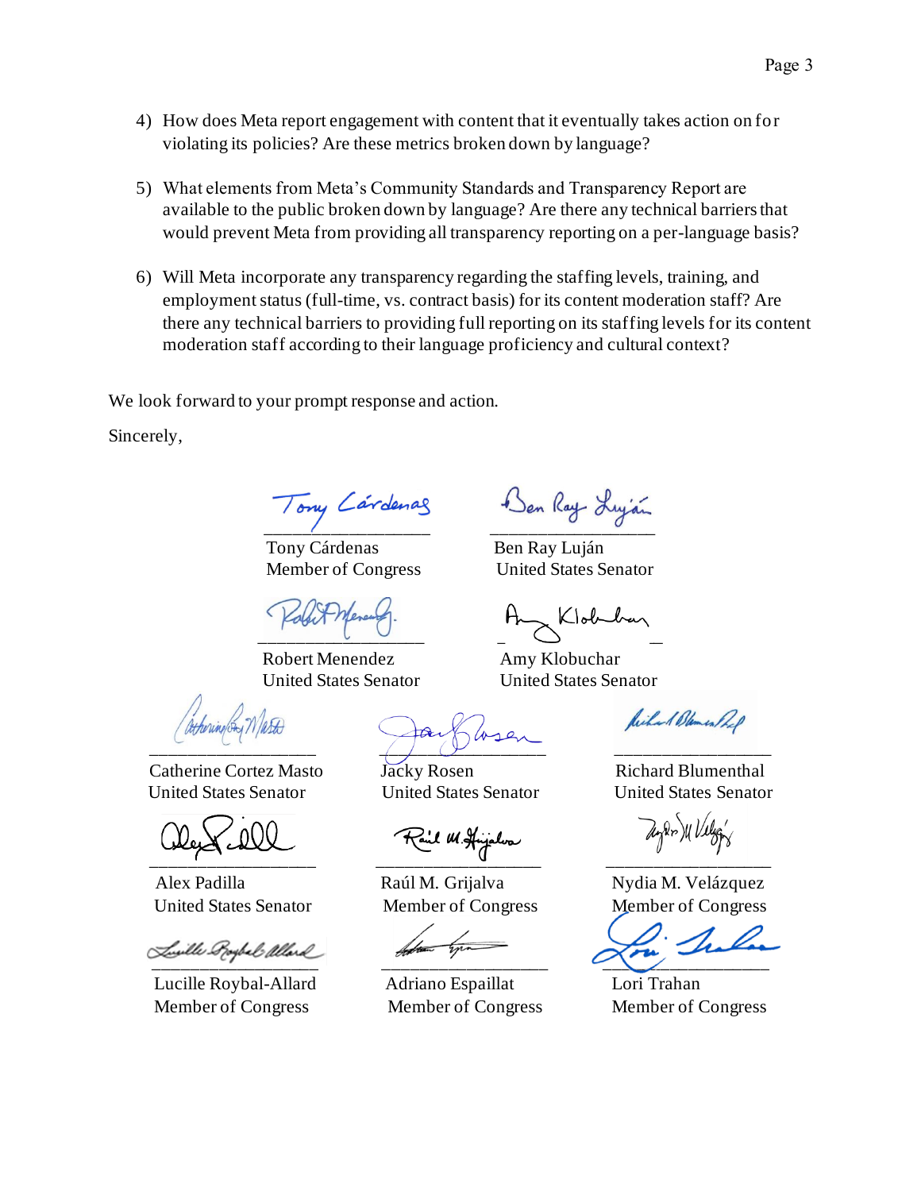4) How does Meta report engagement with content that it eventually takes action on for violating its policies? Are these metrics broken down by language?

5) What elements from Meta's Community Standards and Transparency Report are available to the public broken down by language? Are there any technical barriers that would prevent Meta from providing all transparency reporting on a per-language basis?

6) Will Meta incorporate any transparency regarding the staffing levels, training, and employment status (full-time, vs. contract basis) for its content moderation staff? Are there any technical barriers to providing full reporting on its staffing levels for its content moderation staff according to their language proficiency and cultural context?

We look forward to your prompt response and action.

Sincerely,

Tony Cárdenas
Member of Congress

Ben Ray Luján
United States Senator

Robert Menendez
United States Senator

Amy Klobuchar
United States Senator

Catherine Cortez Masto
United States Senator

Jacky Rosen
United States Senator

Richard Blumenthal
United States Senator

Alex Padilla
United States Senator

Raúl M. Grijalva
Member of Congress

Nydia M. Velázquez
Member of Congress

Lucille Roybal-Allard
Member of Congress

Adriano Espaillat
Member of Congress

Lori Trahan
Member of Congress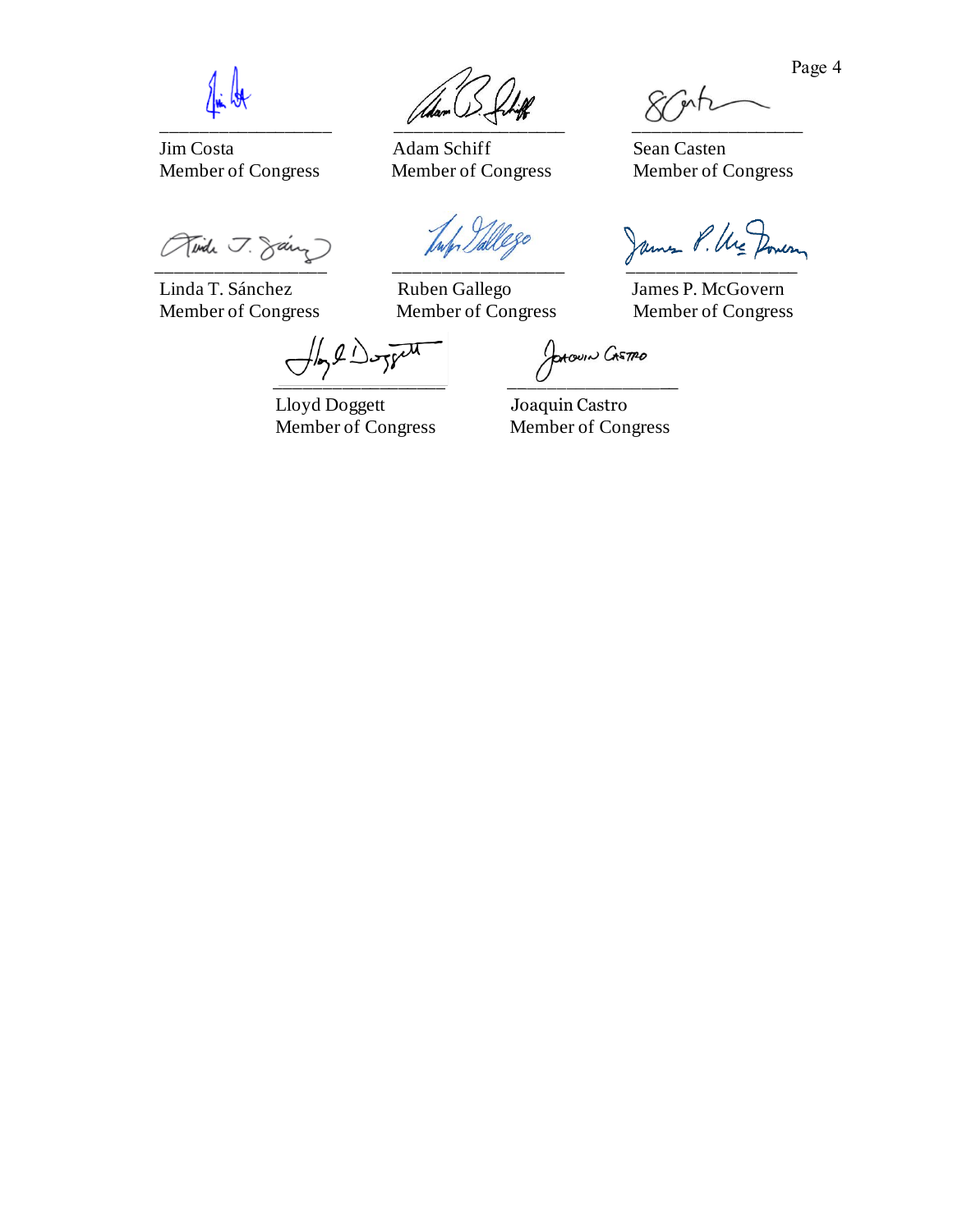Jim Costa
Member of Congress

Adam Schiff
Member of Congress

Sean Casten
Member of Congress

Linda T. Sánchez
Member of Congress

Ruben Gallego
Member of Congress

James P. McGovern
Member of Congress

Lloyd Doggett
Member of Congress

Joaquin Castro
Member of Congress